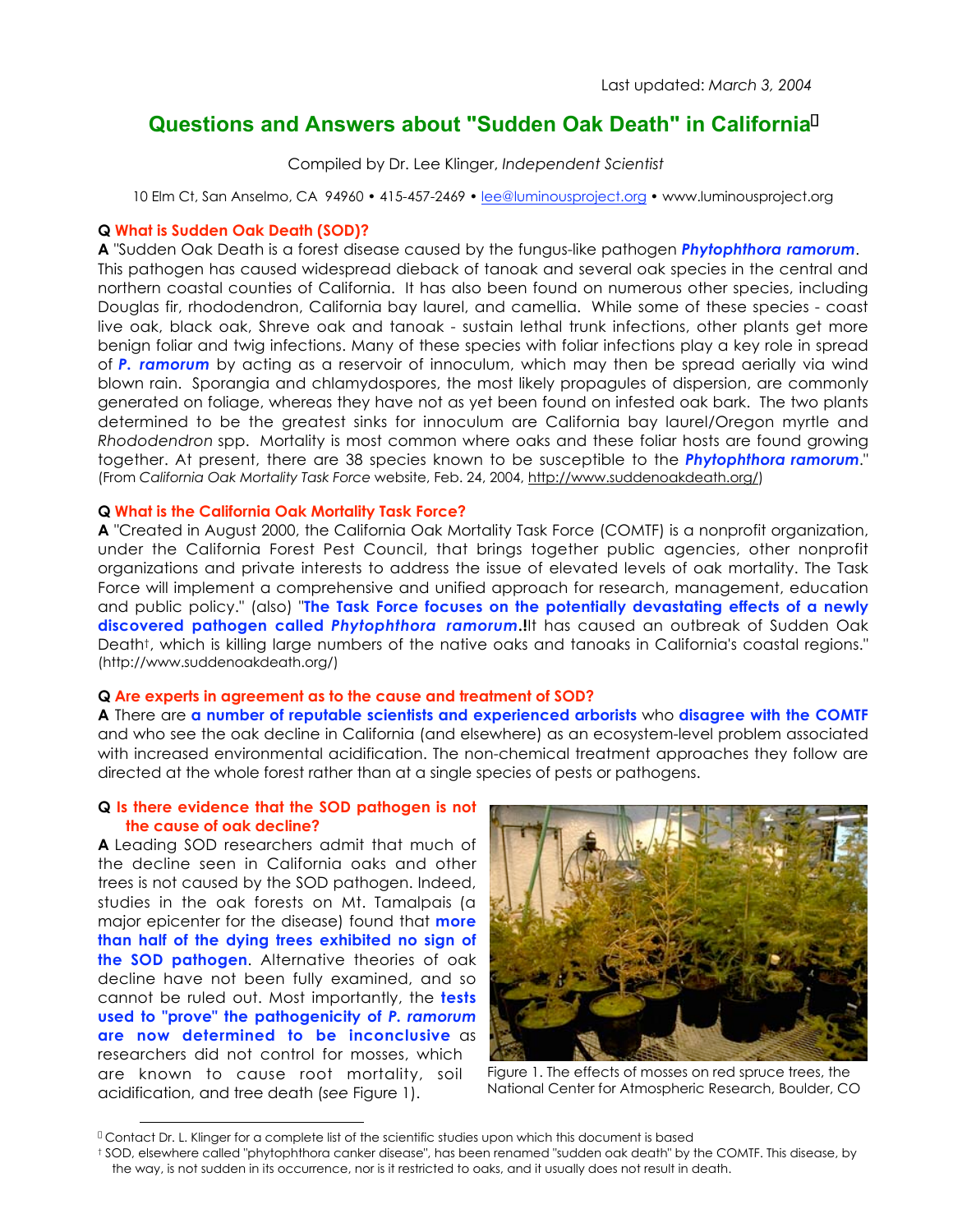Last updated: *March 3, 2004*

# Questions and Answers about "Sudden Oak Death" in California[1]

Compiled by Dr. Lee Klinger, *Independent Scientist*

10 Elm Ct, San Anselmo, CA 94960 • 415-457-2469 • lee@luminousproject.org • www.luminousproject.org

**Q What is Sudden Oak Death (SOD)?**

**A** "Sudden Oak Death is a forest disease caused by the fungus-like pathogen ***Phytophthora ramorum***. This pathogen has caused widespread dieback of tanoak and several oak species in the central and northern coastal counties of California. It has also been found on numerous other species, including Douglas fir, rhododendron, California bay laurel, and camellia. While some of these species - coast live oak, black oak, Shreve oak and tanoak - sustain lethal trunk infections, other plants get more benign foliar and twig infections. Many of these species with foliar infections play a key role in spread of ***P. ramorum*** by acting as a reservoir of innoculum, which may then be spread aerially via wind blown rain. Sporangia and chlamydospores, the most likely propagules of dispersion, are commonly generated on foliage, whereas they have not as yet been found on infested oak bark. The two plants determined to be the greatest sinks for innoculum are California bay laurel/Oregon myrtle and *Rhododendron* spp. Mortality is most common where oaks and these foliar hosts are found growing together. At present, there are 38 species known to be susceptible to the ***Phytophthora ramorum***." (From *California Oak Mortality Task Force* website, Feb. 24, 2004, http://www.suddenoakdeath.org/)

**Q What is the California Oak Mortality Task Force?**

**A** "Created in August 2000, the California Oak Mortality Task Force (COMTF) is a nonprofit organization, under the California Forest Pest Council, that brings together public agencies, other nonprofit organizations and private interests to address the issue of elevated levels of oak mortality. The Task Force will implement a comprehensive and unified approach for research, management, education and public policy." (also) "**The Task Force focuses on the potentially devastating effects of a newly discovered pathogen called *Phytophthora ramorum*.!** It has caused an outbreak of Sudden Oak Death†, which is killing large numbers of the native oaks and tanoaks in California's coastal regions." (http://www.suddenoakdeath.org/)

**Q Are experts in agreement as to the cause and treatment of SOD?**

**A** There are **a number of reputable scientists and experienced arborists** who **disagree with the COMTF** and who see the oak decline in California (and elsewhere) as an ecosystem-level problem associated with increased environmental acidification. The non-chemical treatment approaches they follow are directed at the whole forest rather than at a single species of pests or pathogens.

**Q Is there evidence that the SOD pathogen is not the cause of oak decline?**

**A** Leading SOD researchers admit that much of the decline seen in California oaks and other trees is not caused by the SOD pathogen. Indeed, studies in the oak forests on Mt. Tamalpais (a major epicenter for the disease) found that **more than half of the dying trees exhibited no sign of the SOD pathogen**. Alternative theories of oak decline have not been fully examined, and so cannot be ruled out. Most importantly, the **tests used to "prove" the pathogenicity of *P. ramorum* are now determined to be inconclusive** as researchers did not control for mosses, which are known to cause root mortality, soil acidification, and tree death (see Figure 1).

Figure 1. The effects of mosses on red spruce trees, the National Center for Atmospheric Research, Boulder, CO

---

[1] Contact Dr. L. Klinger for a complete list of the scientific studies upon which this document is based

† SOD, elsewhere called "phytophthora canker disease", has been renamed "sudden oak death" by the COMTF. This disease, by the way, is not sudden in its occurrence, nor is it restricted to oaks, and it usually does not result in death.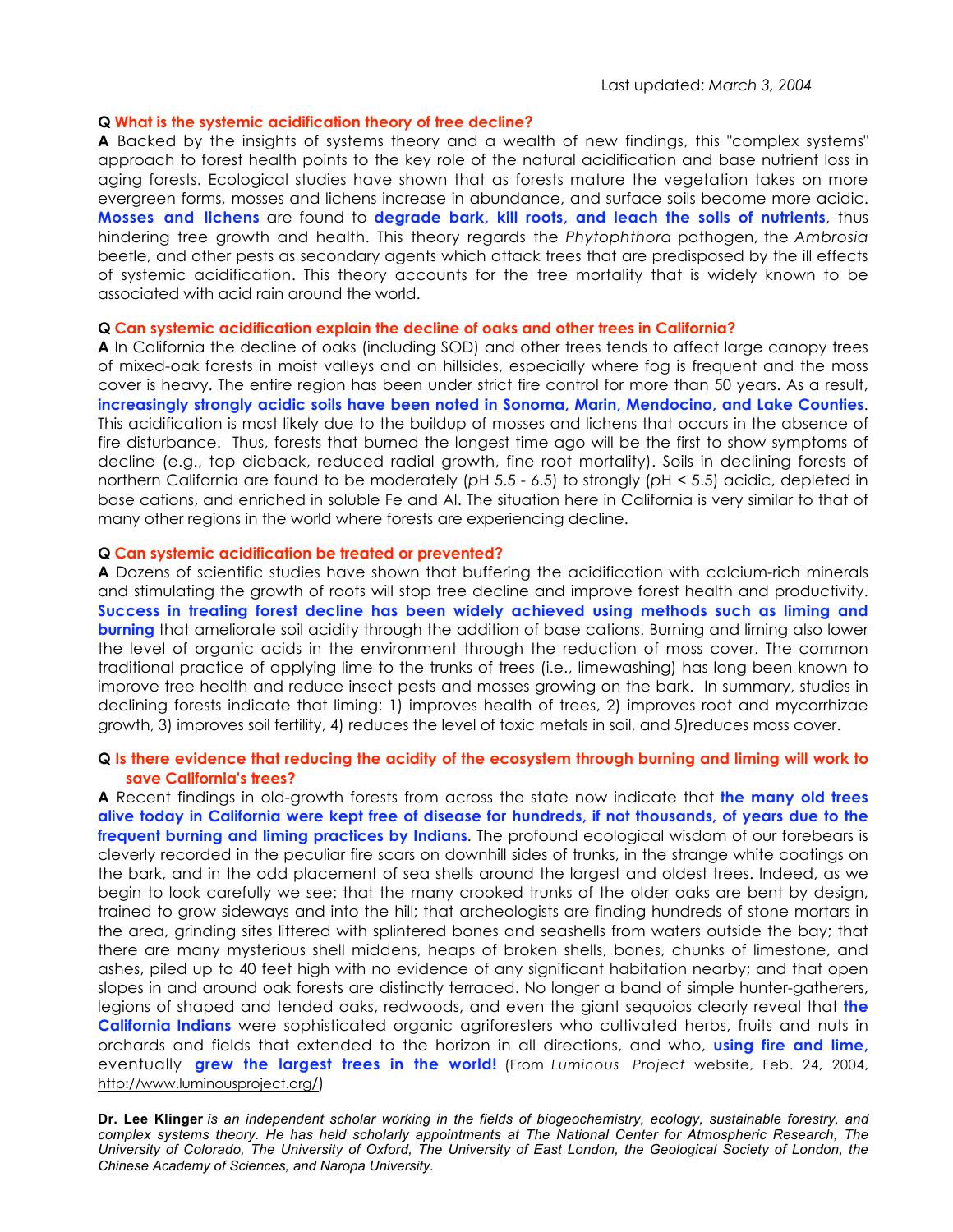Last updated: *March 3, 2004*

**Q What is the systemic acidification theory of tree decline?**

**A** Backed by the insights of systems theory and a wealth of new findings, this "complex systems" approach to forest health points to the key role of the natural acidification and base nutrient loss in aging forests. Ecological studies have shown that as forests mature the vegetation takes on more evergreen forms, mosses and lichens increase in abundance, and surface soils become more acidic. **Mosses and lichens** are found to **degrade bark, kill roots, and leach the soils of nutrients**, thus hindering tree growth and health. This theory regards the *Phytophthora* pathogen, the *Ambrosia* beetle, and other pests as secondary agents which attack trees that are predisposed by the ill effects of systemic acidification. This theory accounts for the tree mortality that is widely known to be associated with acid rain around the world.

**Q Can systemic acidification explain the decline of oaks and other trees in California?**

**A** In California the decline of oaks (including SOD) and other trees tends to affect large canopy trees of mixed-oak forests in moist valleys and on hillsides, especially where fog is frequent and the moss cover is heavy. The entire region has been under strict fire control for more than 50 years. As a result, **increasingly strongly acidic soils have been noted in Sonoma, Marin, Mendocino, and Lake Counties**. This acidification is most likely due to the buildup of mosses and lichens that occurs in the absence of fire disturbance. Thus, forests that burned the longest time ago will be the first to show symptoms of decline (e.g., top dieback, reduced radial growth, fine root mortality). Soils in declining forests of northern California are found to be moderately (*p*H 5.5 - 6.5) to strongly (*p*H < 5.5) acidic, depleted in base cations, and enriched in soluble Fe and Al. The situation here in California is very similar to that of many other regions in the world where forests are experiencing decline.

**Q Can systemic acidification be treated or prevented?**

**A** Dozens of scientific studies have shown that buffering the acidification with calcium-rich minerals and stimulating the growth of roots will stop tree decline and improve forest health and productivity. **Success in treating forest decline has been widely achieved using methods such as liming and burning** that ameliorate soil acidity through the addition of base cations. Burning and liming also lower the level of organic acids in the environment through the reduction of moss cover. The common traditional practice of applying lime to the trunks of trees (i.e., limewashing) has long been known to improve tree health and reduce insect pests and mosses growing on the bark. In summary, studies in declining forests indicate that liming: 1) improves health of trees, 2) improves root and mycorrhizae growth, 3) improves soil fertility, 4) reduces the level of toxic metals in soil, and 5)reduces moss cover.

**Q Is there evidence that reducing the acidity of the ecosystem through burning and liming will work to save California's trees?**

**A** Recent findings in old-growth forests from across the state now indicate that **the many old trees alive today in California were kept free of disease for hundreds, if not thousands, of years due to the frequent burning and liming practices by Indians**. The profound ecological wisdom of our forebears is cleverly recorded in the peculiar fire scars on downhill sides of trunks, in the strange white coatings on the bark, and in the odd placement of sea shells around the largest and oldest trees. Indeed, as we begin to look carefully we see: that the many crooked trunks of the older oaks are bent by design, trained to grow sideways and into the hill; that archeologists are finding hundreds of stone mortars in the area, grinding sites littered with splintered bones and seashells from waters outside the bay; that there are many mysterious shell middens, heaps of broken shells, bones, chunks of limestone, and ashes, piled up to 40 feet high with no evidence of any significant habitation nearby; and that open slopes in and around oak forests are distinctly terraced. No longer a band of simple hunter-gatherers, legions of shaped and tended oaks, redwoods, and even the giant sequoias clearly reveal that **the California Indians** were sophisticated organic agriforesters who cultivated herbs, fruits and nuts in orchards and fields that extended to the horizon in all directions, and who, **using fire and lime,** eventually **grew the largest trees in the world!** (From *Luminous Project* website, Feb. 24, 2004, http://www.luminousproject.org/)

**Dr. Lee Klinger** *is an independent scholar working in the fields of biogeochemistry, ecology, sustainable forestry, and complex systems theory. He has held scholarly appointments at The National Center for Atmospheric Research, The University of Colorado, The University of Oxford, The University of East London, the Geological Society of London, the Chinese Academy of Sciences, and Naropa University.*